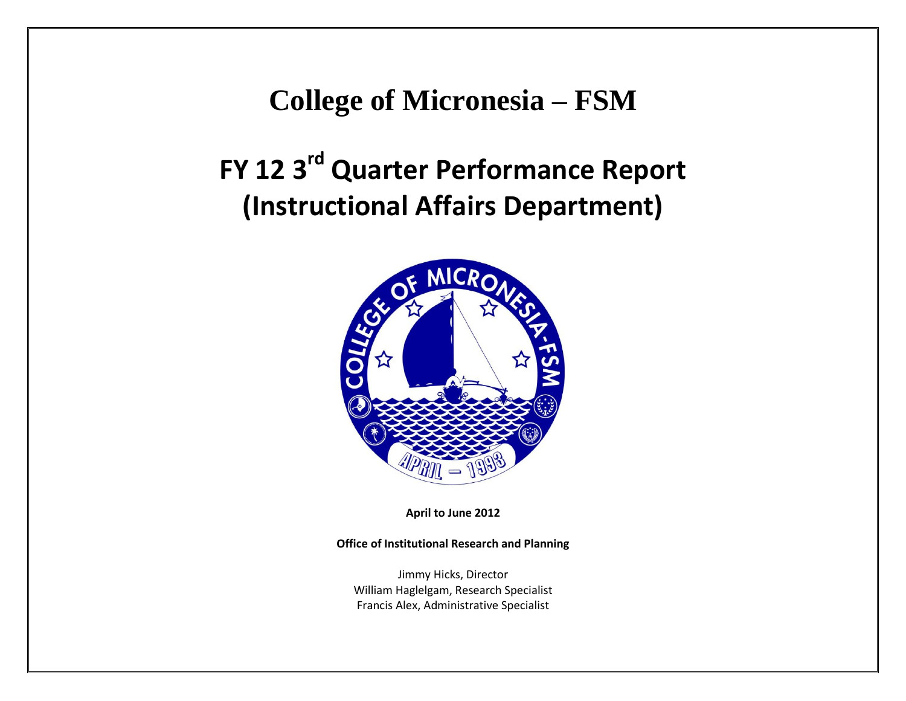# College of Micronesia – FSM

# FY 12 3rd Quarter Performance Report (Instructional Affairs Department)

**April to June 2012**

**Office of Institutional Research and Planning**

Jimmy Hicks, Director
William Haglelgam, Research Specialist
Francis Alex, Administrative Specialist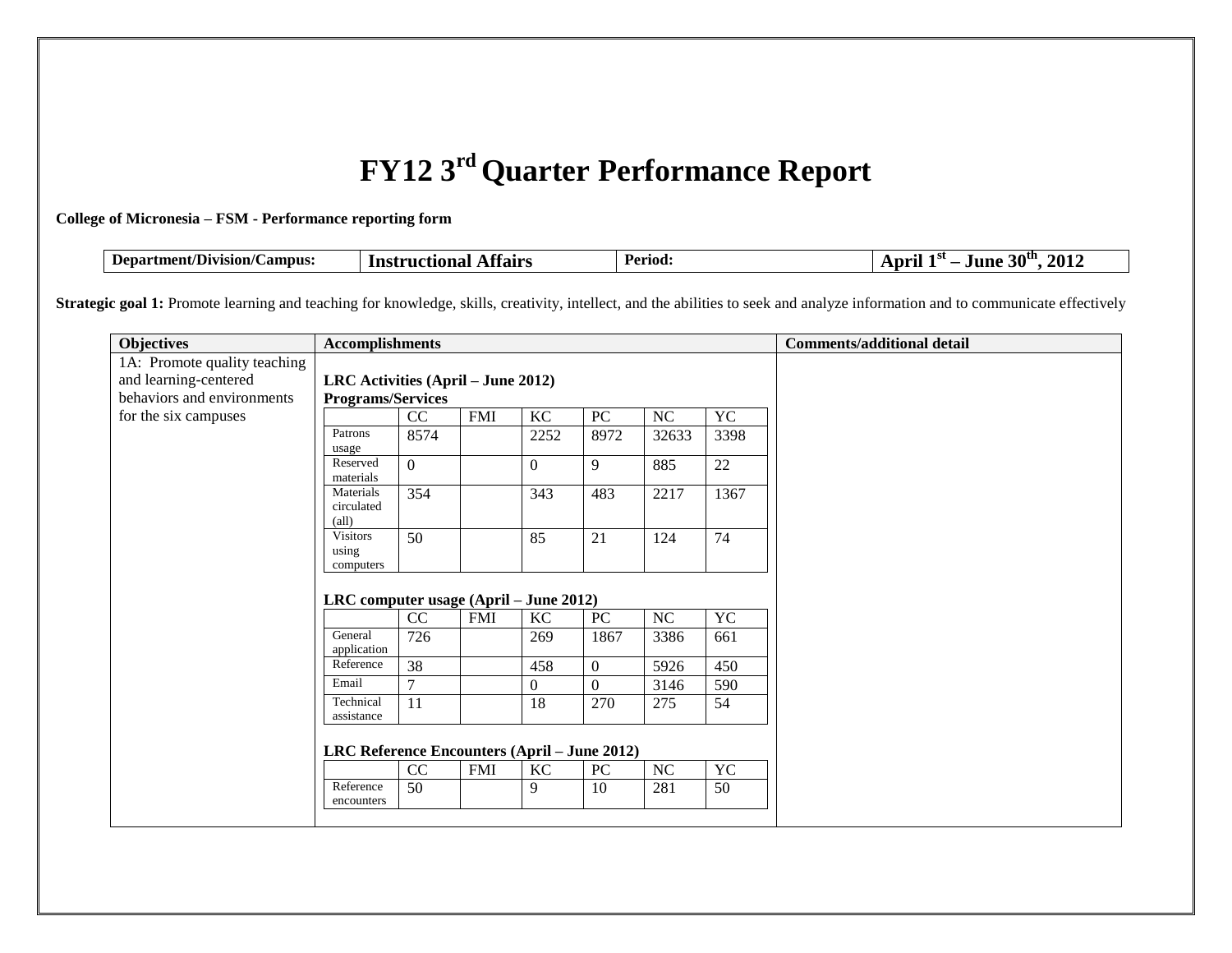# FY12 3rd Quarter Performance Report

**College of Micronesia – FSM - Performance reporting form**

| Department/Division/Campus: | Instructional Affairs | Period: | April 1st – June 30th, 2012 |
|---|---|---|---|

**Strategic goal 1:** Promote learning and teaching for knowledge, skills, creativity, intellect, and the abilities to seek and analyze information and to communicate effectively

| Objectives | Accomplishments | Comments/additional detail |
|---|---|---|
| 1A: Promote quality teaching and learning-centered behaviors and environments for the six campuses | **LRC Activities (April – June 2012)** **Programs/Services** (see table below); **LRC computer usage (April – June 2012)** (see table below); **LRC Reference Encounters (April – June 2012)** (see table below) | |

**LRC Activities (April – June 2012)**
**Programs/Services**

| | CC | FMI | KC | PC | NC | YC |
|---|---|---|---|---|---|---|
| Patrons usage | 8574 | | 2252 | 8972 | 32633 | 3398 |
| Reserved materials | 0 | | 0 | 9 | 885 | 22 |
| Materials circulated (all) | 354 | | 343 | 483 | 2217 | 1367 |
| Visitors using computers | 50 | | 85 | 21 | 124 | 74 |

**LRC computer usage (April – June 2012)**

| | CC | FMI | KC | PC | NC | YC |
|---|---|---|---|---|---|---|
| General application | 726 | | 269 | 1867 | 3386 | 661 |
| Reference | 38 | | 458 | 0 | 5926 | 450 |
| Email | 7 | | 0 | 0 | 3146 | 590 |
| Technical assistance | 11 | | 18 | 270 | 275 | 54 |

**LRC Reference Encounters (April – June 2012)**

| | CC | FMI | KC | PC | NC | YC |
|---|---|---|---|---|---|---|
| Reference encounters | 50 | | 9 | 10 | 281 | 50 |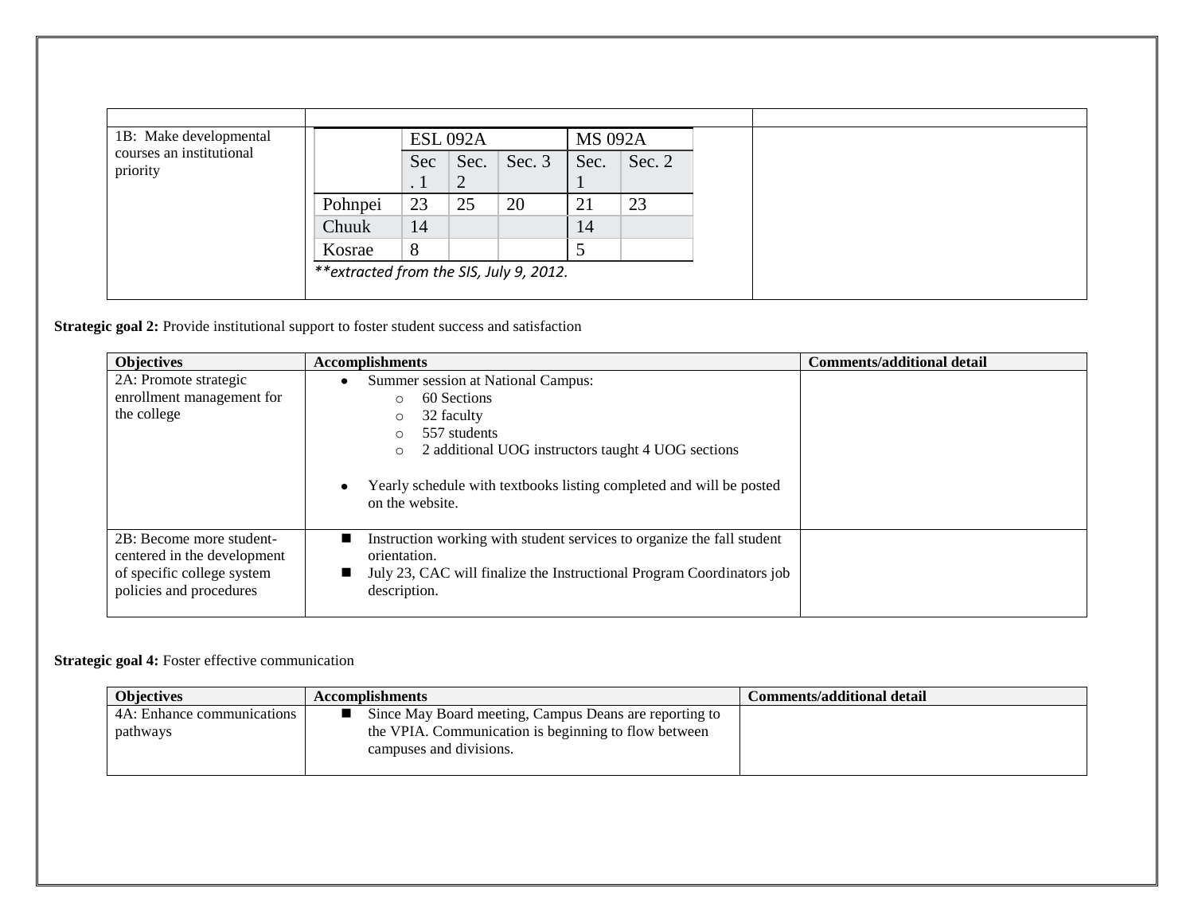| | | |
|---|---|---|
| 1B: Make developmental courses an institutional priority | (see nested table below) | |

| | ESL 092A | | | MS 092A | |
|---|---|---|---|---|---|
| | Sec. 1 | Sec. 2 | Sec. 3 | Sec. 1 | Sec. 2 |
| Pohnpei | 23 | 25 | 20 | 21 | 23 |
| Chuuk | 14 | | | 14 | |
| Kosrae | 8 | | | 5 | |

*\*\*extracted from the SIS, July 9, 2012.*

**Strategic goal 2:** Provide institutional support to foster student success and satisfaction

| Objectives | Accomplishments | Comments/additional detail |
|---|---|---|
| 2A: Promote strategic enrollment management for the college | • Summer session at National Campus:<br>○ 60 Sections<br>○ 32 faculty<br>○ 557 students<br>○ 2 additional UOG instructors taught 4 UOG sections<br><br>• Yearly schedule with textbooks listing completed and will be posted on the website. | |
| 2B: Become more student-centered in the development of specific college system policies and procedures | ■ Instruction working with student services to organize the fall student orientation.<br>■ July 23, CAC will finalize the Instructional Program Coordinators job description. | |

**Strategic goal 4:** Foster effective communication

| Objectives | Accomplishments | Comments/additional detail |
|---|---|---|
| 4A: Enhance communications pathways | ■ Since May Board meeting, Campus Deans are reporting to the VPIA. Communication is beginning to flow between campuses and divisions. | |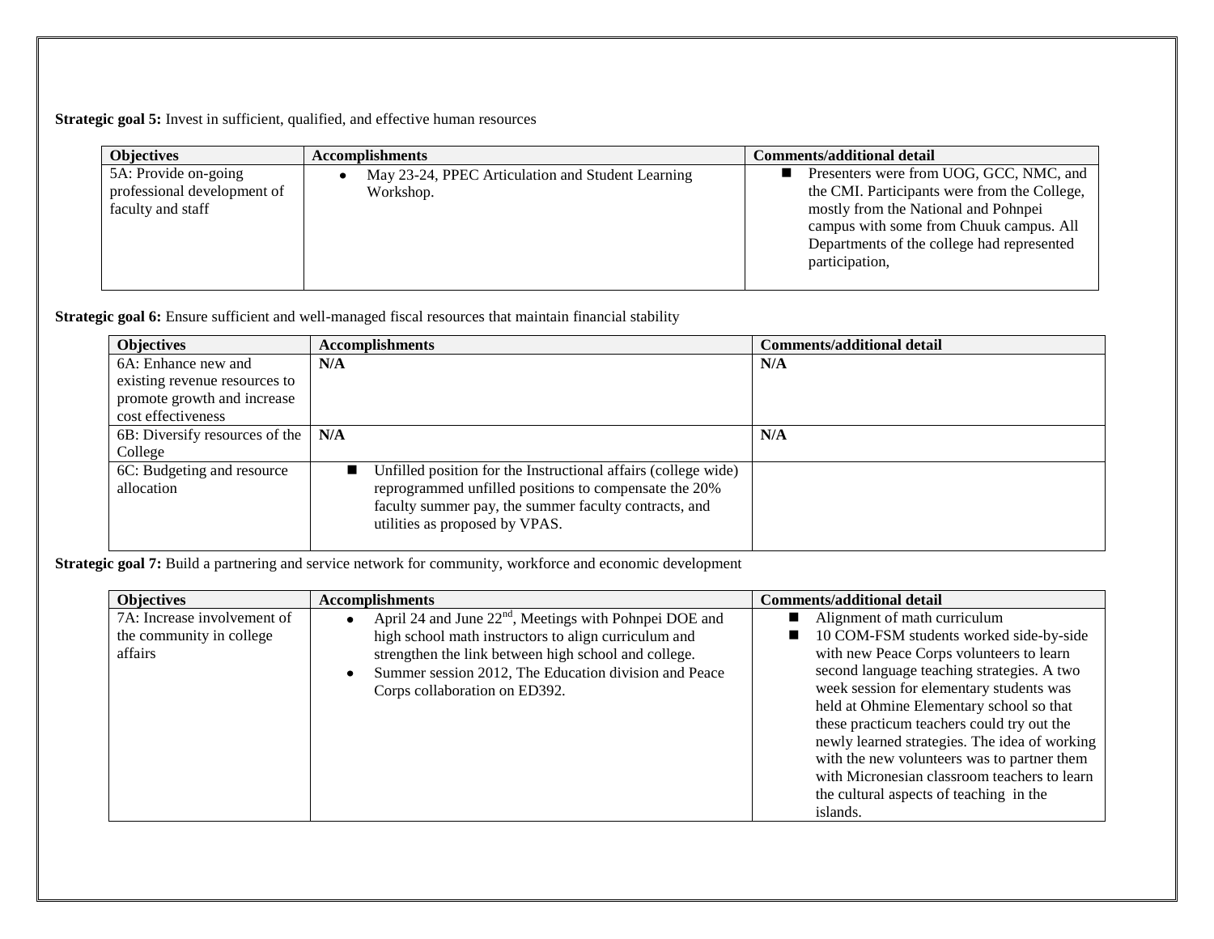**Strategic goal 5:** Invest in sufficient, qualified, and effective human resources

| Objectives | Accomplishments | Comments/additional detail |
|---|---|---|
| 5A: Provide on-going professional development of faculty and staff | • May 23-24, PPEC Articulation and Student Learning Workshop. | ■ Presenters were from UOG, GCC, NMC, and the CMI. Participants were from the College, mostly from the National and Pohnpei campus with some from Chuuk campus. All Departments of the college had represented participation, |

**Strategic goal 6:** Ensure sufficient and well-managed fiscal resources that maintain financial stability

| Objectives | Accomplishments | Comments/additional detail |
|---|---|---|
| 6A: Enhance new and existing revenue resources to promote growth and increase cost effectiveness | **N/A** | **N/A** |
| 6B: Diversify resources of the College | **N/A** | **N/A** |
| 6C: Budgeting and resource allocation | ■ Unfilled position for the Instructional affairs (college wide) reprogrammed unfilled positions to compensate the 20% faculty summer pay, the summer faculty contracts, and utilities as proposed by VPAS. | |

**Strategic goal 7:** Build a partnering and service network for community, workforce and economic development

| Objectives | Accomplishments | Comments/additional detail |
|---|---|---|
| 7A: Increase involvement of the community in college affairs | • April 24 and June 22nd, Meetings with Pohnpei DOE and high school math instructors to align curriculum and strengthen the link between high school and college.<br>• Summer session 2012, The Education division and Peace Corps collaboration on ED392. | ■ Alignment of math curriculum<br>■ 10 COM-FSM students worked side-by-side with new Peace Corps volunteers to learn second language teaching strategies. A two week session for elementary students was held at Ohmine Elementary school so that these practicum teachers could try out the newly learned strategies. The idea of working with the new volunteers was to partner them with Micronesian classroom teachers to learn the cultural aspects of teaching in the islands. |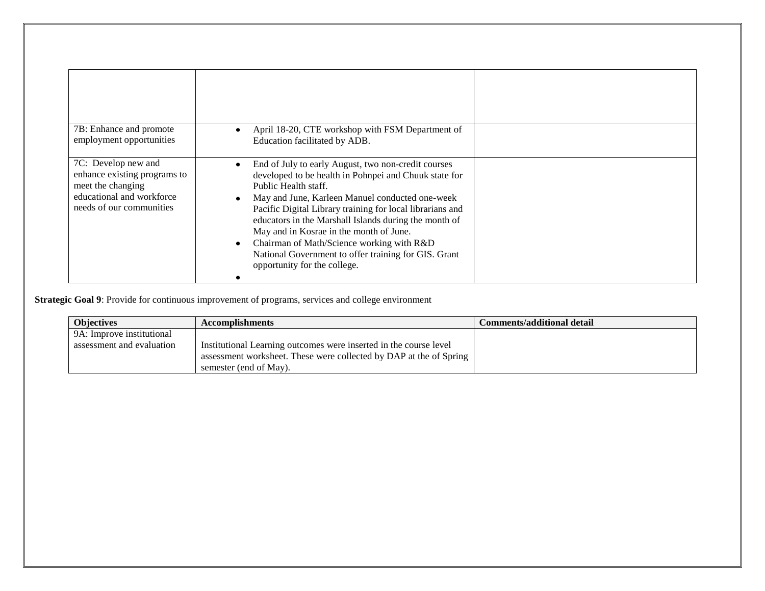| | | |
|---|---|---|
| | | |
| 7B: Enhance and promote employment opportunities | • April 18-20, CTE workshop with FSM Department of Education facilitated by ADB. | |
| 7C: Develop new and enhance existing programs to meet the changing educational and workforce needs of our communities | • End of July to early August, two non-credit courses developed to be health in Pohnpei and Chuuk state for Public Health staff.<br>• May and June, Karleen Manuel conducted one-week Pacific Digital Library training for local librarians and educators in the Marshall Islands during the month of May and in Kosrae in the month of June.<br>• Chairman of Math/Science working with R&D National Government to offer training for GIS. Grant opportunity for the college.<br>• | |

**Strategic Goal 9**: Provide for continuous improvement of programs, services and college environment

| Objectives | Accomplishments | Comments/additional detail |
|---|---|---|
| 9A: Improve institutional assessment and evaluation | Institutional Learning outcomes were inserted in the course level assessment worksheet. These were collected by DAP at the of Spring semester (end of May). | |